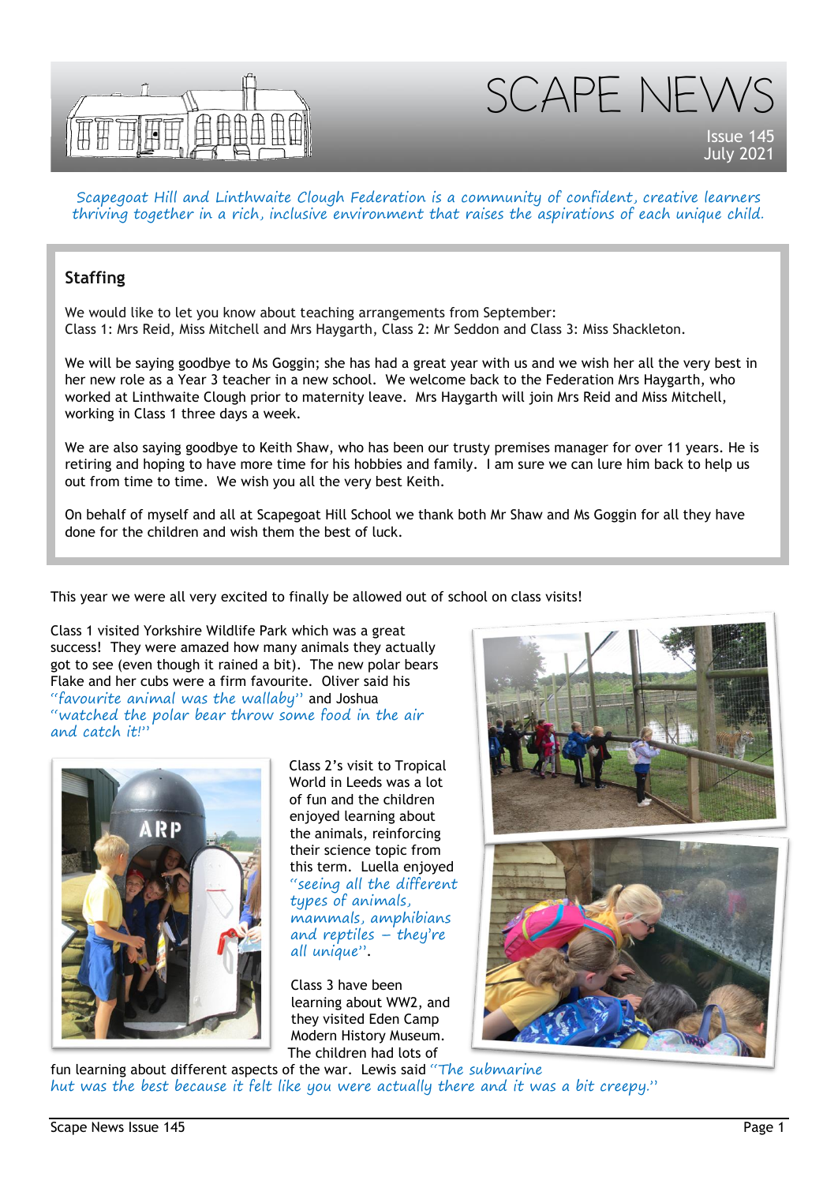# SCAPE NEWS

Issue 145
July 2021

*Scapegoat Hill and Linthwaite Clough Federation is a community of confident, creative learners thriving together in a rich, inclusive environment that raises the aspirations of each unique child.*

## Staffing

We would like to let you know about teaching arrangements from September:
Class 1: Mrs Reid, Miss Mitchell and Mrs Haygarth, Class 2: Mr Seddon and Class 3: Miss Shackleton.

We will be saying goodbye to Ms Goggin; she has had a great year with us and we wish her all the very best in her new role as a Year 3 teacher in a new school. We welcome back to the Federation Mrs Haygarth, who worked at Linthwaite Clough prior to maternity leave. Mrs Haygarth will join Mrs Reid and Miss Mitchell, working in Class 1 three days a week.

We are also saying goodbye to Keith Shaw, who has been our trusty premises manager for over 11 years. He is retiring and hoping to have more time for his hobbies and family. I am sure we can lure him back to help us out from time to time. We wish you all the very best Keith.

On behalf of myself and all at Scapegoat Hill School we thank both Mr Shaw and Ms Goggin for all they have done for the children and wish them the best of luck.

This year we were all very excited to finally be allowed out of school on class visits!

Class 1 visited Yorkshire Wildlife Park which was a great success! They were amazed how many animals they actually got to see (even though it rained a bit). The new polar bears Flake and her cubs were a firm favourite. Oliver said his *"favourite animal was the wallaby"* and Joshua *"watched the polar bear throw some food in the air and catch it!"*

Class 2's visit to Tropical World in Leeds was a lot of fun and the children enjoyed learning about the animals, reinforcing their science topic from this term. Luella enjoyed *"seeing all the different types of animals, mammals, amphibians and reptiles – they're all unique"*.

Class 3 have been learning about WW2, and they visited Eden Camp Modern History Museum. The children had lots of fun learning about different aspects of the war. Lewis said *"The submarine hut was the best because it felt like you were actually there and it was a bit creepy."*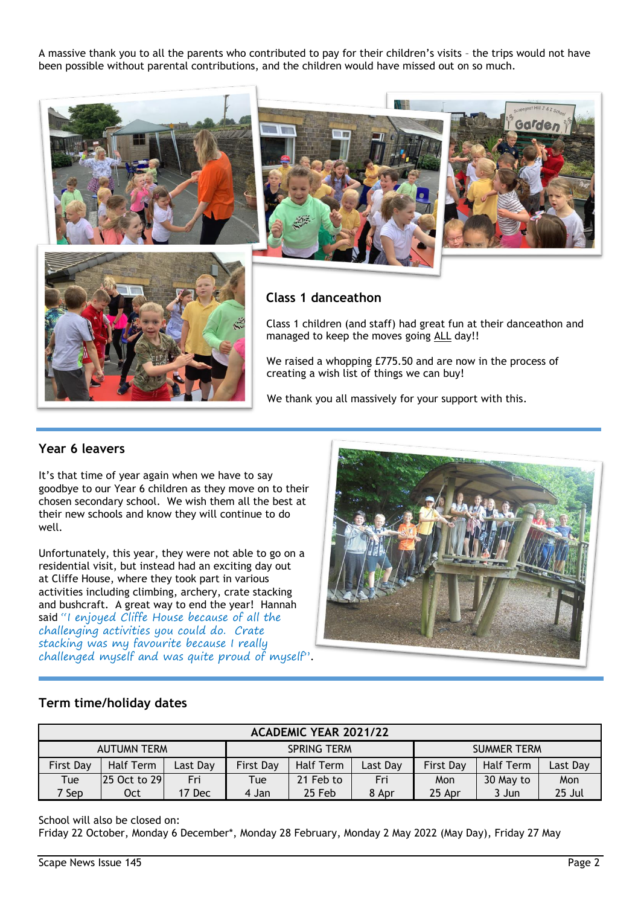A massive thank you to all the parents who contributed to pay for their children's visits – the trips would not have been possible without parental contributions, and the children would have missed out on so much.

## Class 1 danceathon

Class 1 children (and staff) had great fun at their danceathon and managed to keep the moves going ALL day!!

We raised a whopping £775.50 and are now in the process of creating a wish list of things we can buy!

We thank you all massively for your support with this.

## Year 6 leavers

It's that time of year again when we have to say goodbye to our Year 6 children as they move on to their chosen secondary school. We wish them all the best at their new schools and know they will continue to do well.

Unfortunately, this year, they were not able to go on a residential visit, but instead had an exciting day out at Cliffe House, where they took part in various activities including climbing, archery, crate stacking and bushcraft. A great way to end the year! Hannah said *"I enjoyed Cliffe House because of all the challenging activities you could do. Crate stacking was my favourite because I really challenged myself and was quite proud of myself"*.

## Term time/holiday dates

| ACADEMIC YEAR 2021/22 | | | | | | | | |
|---|---|---|---|---|---|---|---|---|
| AUTUMN TERM | | | SPRING TERM | | | SUMMER TERM | | |
| First Day | Half Term | Last Day | First Day | Half Term | Last Day | First Day | Half Term | Last Day |
| Tue 7 Sep | 25 Oct to 29 Oct | Fri 17 Dec | Tue 4 Jan | 21 Feb to 25 Feb | Fri 8 Apr | Mon 25 Apr | 30 May to 3 Jun | Mon 25 Jul |

School will also be closed on:
Friday 22 October, Monday 6 December*, Monday 28 February, Monday 2 May 2022 (May Day), Friday 27 May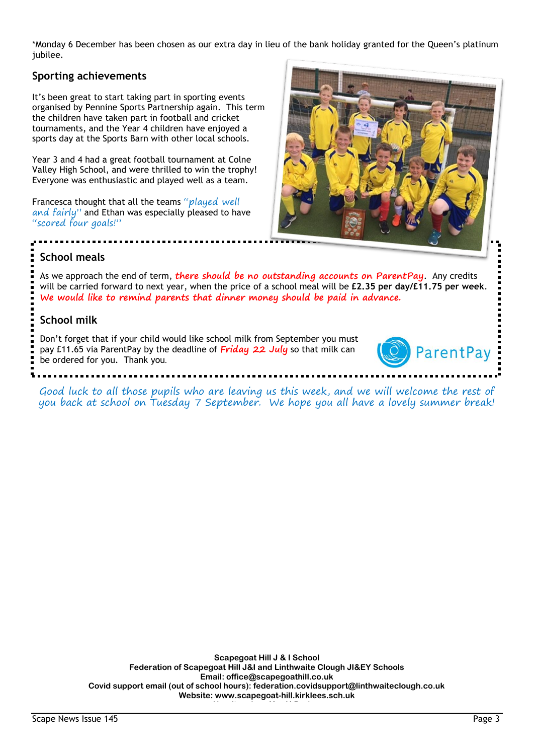*Monday 6 December has been chosen as our extra day in lieu of the bank holiday granted for the Queen's platinum jubilee.

## Sporting achievements

It's been great to start taking part in sporting events organised by Pennine Sports Partnership again. This term the children have taken part in football and cricket tournaments, and the Year 4 children have enjoyed a sports day at the Sports Barn with other local schools.

Year 3 and 4 had a great football tournament at Colne Valley High School, and were thrilled to win the trophy! Everyone was enthusiastic and played well as a team.

Francesca thought that all the teams *"played well and fairly"* and Ethan was especially pleased to have *"scored four goals!"*

## School meals

As we approach the end of term, ***there should be no outstanding accounts on ParentPay***. Any credits will be carried forward to next year, when the price of a school meal will be **£2.35 per day/£11.75 per week**. ***We would like to remind parents that dinner money should be paid in advance.***

## School milk

Don't forget that if your child would like school milk from September you must pay £11.65 via ParentPay by the deadline of ***Friday 22 July*** so that milk can be ordered for you. Thank you.

ParentPay

*Good luck to all those pupils who are leaving us this week, and we will welcome the rest of you back at school on Tuesday 7 September. We hope you all have a lovely summer break!*

**Scapegoat Hill J & I School**
**Federation of Scapegoat Hill J&I and Linthwaite Clough JI&EY Schools**
**Email: office@scapegoathill.co.uk**
**Covid support email (out of school hours): federation.covidsupport@linthwaiteclough.co.uk**
**Website: www.scapegoat-hill.kirklees.sch.uk**